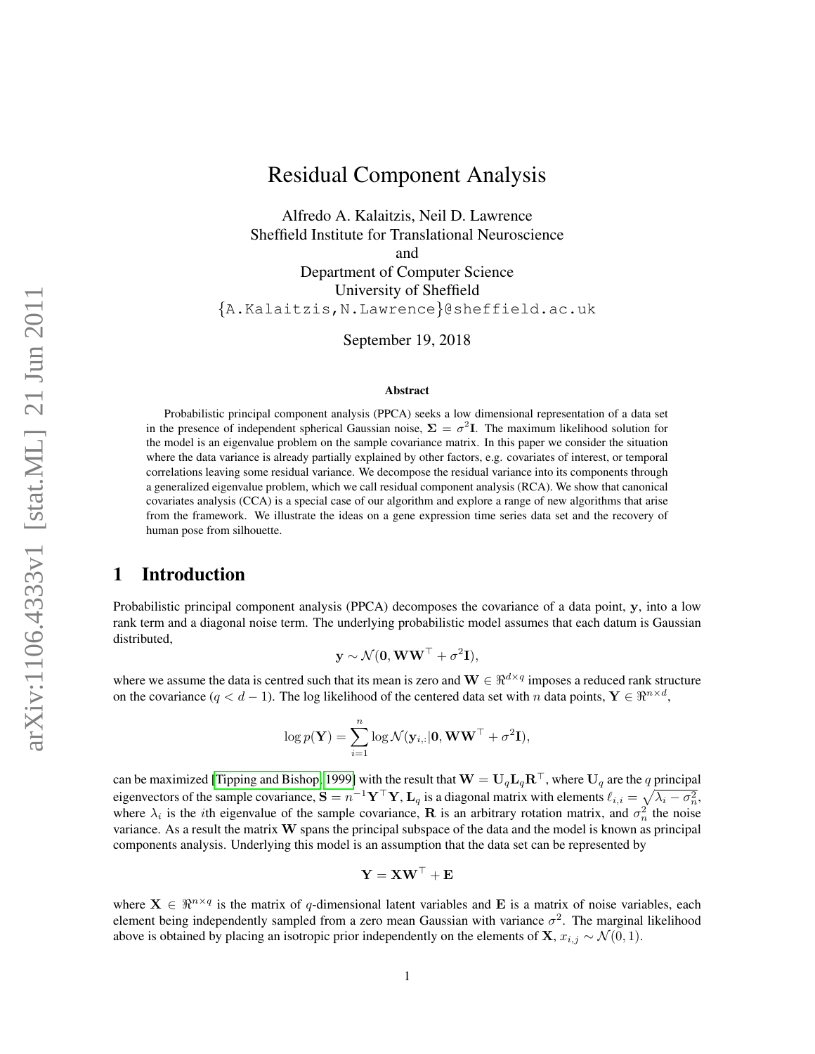# Residual Component Analysis

Alfredo A. Kalaitzis, Neil D. Lawrence
Sheffield Institute for Translational Neuroscience
and
Department of Computer Science
University of Sheffield
{A.Kalaitzis,N.Lawrence}@sheffield.ac.uk

September 19, 2018

### Abstract

Probabilistic principal component analysis (PPCA) seeks a low dimensional representation of a data set in the presence of independent spherical Gaussian noise, $\mathbf{\Sigma} = \sigma^2\mathbf{I}$. The maximum likelihood solution for the model is an eigenvalue problem on the sample covariance matrix. In this paper we consider the situation where the data variance is already partially explained by other factors, e.g. covariates of interest, or temporal correlations leaving some residual variance. We decompose the residual variance into its components through a generalized eigenvalue problem, which we call residual component analysis (RCA). We show that canonical covariates analysis (CCA) is a special case of our algorithm and explore a range of new algorithms that arise from the framework. We illustrate the ideas on a gene expression time series data set and the recovery of human pose from silhouette.

## 1 Introduction

Probabilistic principal component analysis (PPCA) decomposes the covariance of a data point, $\mathbf{y}$, into a low rank term and a diagonal noise term. The underlying probabilistic model assumes that each datum is Gaussian distributed,

$$\mathbf{y} \sim \mathcal{N}(\mathbf{0}, \mathbf{W}\mathbf{W}^\top + \sigma^2\mathbf{I}),$$

where we assume the data is centred such that its mean is zero and $\mathbf{W} \in \Re^{d\times q}$ imposes a reduced rank structure on the covariance ($q < d - 1$). The log likelihood of the centered data set with $n$ data points, $\mathbf{Y} \in \Re^{n\times d}$,

$$\log p(\mathbf{Y}) = \sum_{i=1}^{n} \log \mathcal{N}(\mathbf{y}_{i,:}|\mathbf{0}, \mathbf{W}\mathbf{W}^\top + \sigma^2\mathbf{I}),$$

can be maximized [Tipping and Bishop, 1999] with the result that $\mathbf{W} = \mathbf{U}_q\mathbf{L}_q\mathbf{R}^\top$, where $\mathbf{U}_q$ are the $q$ principal eigenvectors of the sample covariance, $\mathbf{S} = n^{-1}\mathbf{Y}^\top\mathbf{Y}$, $\mathbf{L}_q$ is a diagonal matrix with elements $\ell_{i,i} = \sqrt{\lambda_i - \sigma_n^2}$, where $\lambda_i$ is the $i$th eigenvalue of the sample covariance, $\mathbf{R}$ is an arbitrary rotation matrix, and $\sigma_n^2$ the noise variance. As a result the matrix $\mathbf{W}$ spans the principal subspace of the data and the model is known as principal components analysis. Underlying this model is an assumption that the data set can be represented by

$$\mathbf{Y} = \mathbf{X}\mathbf{W}^\top + \mathbf{E}$$

where $\mathbf{X} \in \Re^{n\times q}$ is the matrix of $q$-dimensional latent variables and $\mathbf{E}$ is a matrix of noise variables, each element being independently sampled from a zero mean Gaussian with variance $\sigma^2$. The marginal likelihood above is obtained by placing an isotropic prior independently on the elements of $\mathbf{X}$, $x_{i,j} \sim \mathcal{N}(0, 1)$.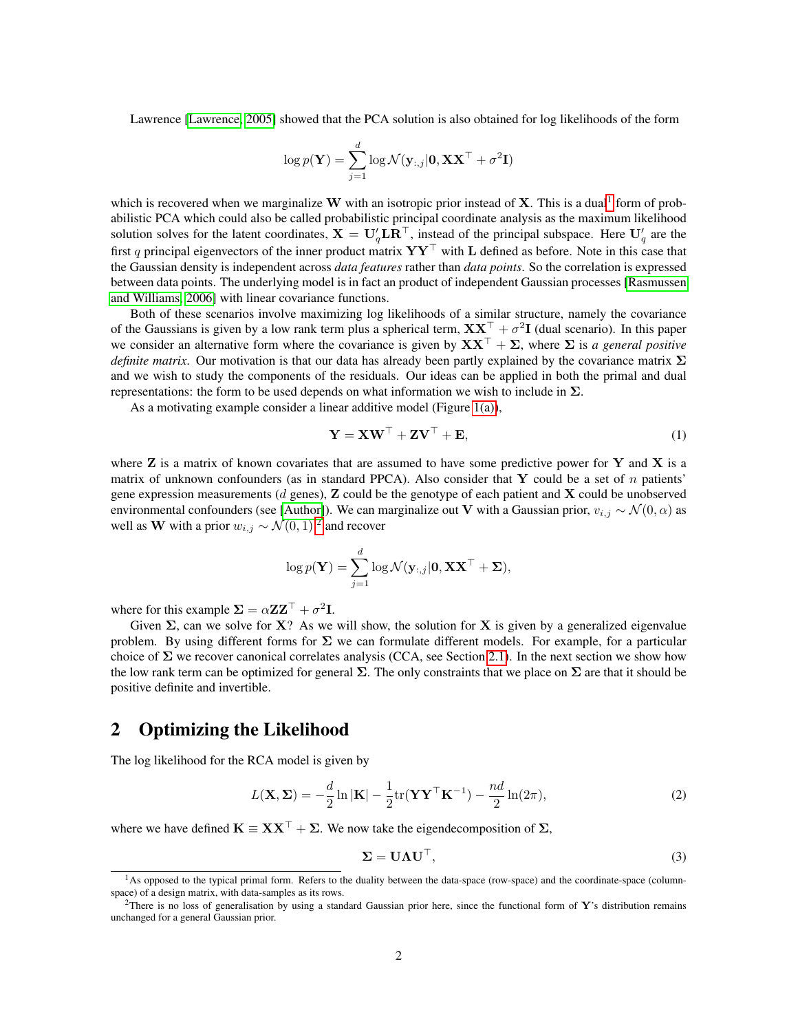Lawrence [Lawrence, 2005] showed that the PCA solution is also obtained for log likelihoods of the form

$$\log p(\mathbf{Y}) = \sum_{j=1}^{d} \log \mathcal{N}(\mathbf{y}_{:,j}|\mathbf{0}, \mathbf{X}\mathbf{X}^{\top} + \sigma^2\mathbf{I})$$

which is recovered when we marginalize $\mathbf{W}$ with an isotropic prior instead of $\mathbf{X}$. This is a dual[1] form of probabilistic PCA which could also be called probabilistic principal coordinate analysis as the maximum likelihood solution solves for the latent coordinates, $\mathbf{X} = \mathbf{U}'_q\mathbf{L}\mathbf{R}^{\top}$, instead of the principal subspace. Here $\mathbf{U}'_q$ are the first $q$ principal eigenvectors of the inner product matrix $\mathbf{Y}\mathbf{Y}^{\top}$ with $\mathbf{L}$ defined as before. Note in this case that the Gaussian density is independent across *data features* rather than *data points*. So the correlation is expressed between data points. The underlying model is in fact an product of independent Gaussian processes [Rasmussen and Williams, 2006] with linear covariance functions.

Both of these scenarios involve maximizing log likelihoods of a similar structure, namely the covariance of the Gaussians is given by a low rank term plus a spherical term, $\mathbf{X}\mathbf{X}^{\top} + \sigma^2\mathbf{I}$ (dual scenario). In this paper we consider an alternative form where the covariance is given by $\mathbf{X}\mathbf{X}^{\top} + \mathbf{\Sigma}$, where $\mathbf{\Sigma}$ is *a general positive definite matrix*. Our motivation is that our data has already been partly explained by the covariance matrix $\mathbf{\Sigma}$ and we wish to study the components of the residuals. Our ideas can be applied in both the primal and dual representations: the form to be used depends on what information we wish to include in $\mathbf{\Sigma}$.

As a motivating example consider a linear additive model (Figure 1(a)),

$$\mathbf{Y} = \mathbf{X}\mathbf{W}^{\top} + \mathbf{Z}\mathbf{V}^{\top} + \mathbf{E}, \tag{1}$$

where $\mathbf{Z}$ is a matrix of known covariates that are assumed to have some predictive power for $\mathbf{Y}$ and $\mathbf{X}$ is a matrix of unknown confounders (as in standard PPCA). Also consider that $\mathbf{Y}$ could be a set of $n$ patients' gene expression measurements ($d$ genes), $\mathbf{Z}$ could be the genotype of each patient and $\mathbf{X}$ could be unobserved environmental confounders (see [Author]). We can marginalize out $\mathbf{V}$ with a Gaussian prior, $v_{i,j} \sim \mathcal{N}(0, \alpha)$ as well as $\mathbf{W}$ with a prior $w_{i,j} \sim \mathcal{N}(0, 1)$,[2] and recover

$$\log p(\mathbf{Y}) = \sum_{j=1}^{d} \log \mathcal{N}(\mathbf{y}_{:,j}|\mathbf{0}, \mathbf{X}\mathbf{X}^{\top} + \mathbf{\Sigma}),$$

where for this example $\mathbf{\Sigma} = \alpha\mathbf{Z}\mathbf{Z}^{\top} + \sigma^2\mathbf{I}$.

Given $\mathbf{\Sigma}$, can we solve for $\mathbf{X}$? As we will show, the solution for $\mathbf{X}$ is given by a generalized eigenvalue problem. By using different forms for $\mathbf{\Sigma}$ we can formulate different models. For example, for a particular choice of $\mathbf{\Sigma}$ we recover canonical correlates analysis (CCA, see Section 2.1). In the next section we show how the low rank term can be optimized for general $\mathbf{\Sigma}$. The only constraints that we place on $\mathbf{\Sigma}$ are that it should be positive definite and invertible.

## 2 Optimizing the Likelihood

The log likelihood for the RCA model is given by

$$L(\mathbf{X}, \mathbf{\Sigma}) = -\frac{d}{2}\ln|\mathbf{K}| - \frac{1}{2}\mathrm{tr}(\mathbf{Y}\mathbf{Y}^{\top}\mathbf{K}^{-1}) - \frac{nd}{2}\ln(2\pi), \tag{2}$$

where we have defined $\mathbf{K} \equiv \mathbf{X}\mathbf{X}^{\top} + \mathbf{\Sigma}$. We now take the eigendecomposition of $\mathbf{\Sigma}$,

$$\mathbf{\Sigma} = \mathbf{U}\mathbf{\Lambda}\mathbf{U}^{\top}, \tag{3}$$

[1] As opposed to the typical primal form. Refers to the duality between the data-space (row-space) and the coordinate-space (column-space) of a design matrix, with data-samples as its rows.

[2] There is no loss of generalisation by using a standard Gaussian prior here, since the functional form of $\mathbf{Y}$'s distribution remains unchanged for a general Gaussian prior.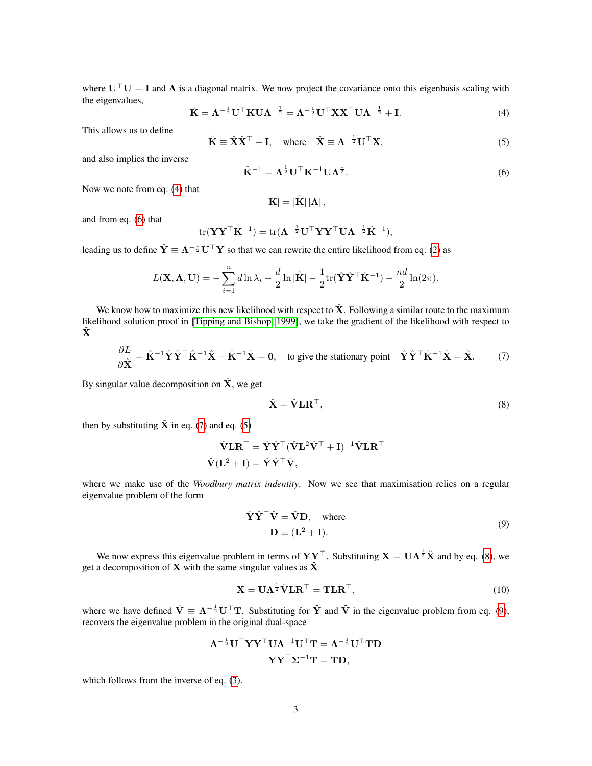where $\mathbf{U}^\top\mathbf{U} = \mathbf{I}$ and $\mathbf{\Lambda}$ is a diagonal matrix. We now project the covariance onto this eigenbasis scaling with the eigenvalues,

$$\hat{\mathbf{K}} = \mathbf{\Lambda}^{-\frac{1}{2}}\mathbf{U}^\top\mathbf{K}\mathbf{U}\mathbf{\Lambda}^{-\frac{1}{2}} = \mathbf{\Lambda}^{-\frac{1}{2}}\mathbf{U}^\top\mathbf{X}\mathbf{X}^\top\mathbf{U}\mathbf{\Lambda}^{-\frac{1}{2}} + \mathbf{I}. \tag{4}$$

This allows us to define

$$\hat{\mathbf{K}} \equiv \hat{\mathbf{X}}\hat{\mathbf{X}}^\top + \mathbf{I}, \quad \text{where} \quad \hat{\mathbf{X}} \equiv \mathbf{\Lambda}^{-\frac{1}{2}}\mathbf{U}^\top\mathbf{X}, \tag{5}$$

and also implies the inverse

$$\hat{\mathbf{K}}^{-1} = \mathbf{\Lambda}^{\frac{1}{2}}\mathbf{U}^\top\mathbf{K}^{-1}\mathbf{U}\mathbf{\Lambda}^{\frac{1}{2}}. \tag{6}$$

Now we note from eq. (4) that

$$|\mathbf{K}| = |\hat{\mathbf{K}}|\,|\mathbf{\Lambda}|\,,$$

and from eq. (6) that

$$\text{tr}(\mathbf{Y}\mathbf{Y}^\top\mathbf{K}^{-1}) = \text{tr}(\mathbf{\Lambda}^{-\frac{1}{2}}\mathbf{U}^\top\mathbf{Y}\mathbf{Y}^\top\mathbf{U}\mathbf{\Lambda}^{-\frac{1}{2}}\hat{\mathbf{K}}^{-1}),$$

leading us to define $\hat{\mathbf{Y}} \equiv \mathbf{\Lambda}^{-\frac{1}{2}}\mathbf{U}^\top\mathbf{Y}$ so that we can rewrite the entire likelihood from eq. (2) as

$$L(\mathbf{X}, \mathbf{\Lambda}, \mathbf{U}) = -\sum_{i=1}^{n} d\ln\lambda_i - \frac{d}{2}\ln|\hat{\mathbf{K}}| - \frac{1}{2}\text{tr}(\hat{\mathbf{Y}}\hat{\mathbf{Y}}^\top\hat{\mathbf{K}}^{-1}) - \frac{nd}{2}\ln(2\pi).$$

We know how to maximize this new likelihood with respect to $\hat{\mathbf{X}}$. Following a similar route to the maximum likelihood solution proof in [Tipping and Bishop, 1999], we take the gradient of the likelihood with respect to $\hat{\mathbf{X}}$

$$\frac{\partial L}{\partial \hat{\mathbf{X}}} = \hat{\mathbf{K}}^{-1}\hat{\mathbf{Y}}\hat{\mathbf{Y}}^\top\hat{\mathbf{K}}^{-1}\hat{\mathbf{X}} - \hat{\mathbf{K}}^{-1}\hat{\mathbf{X}} = \mathbf{0}, \quad \text{to give the stationary point} \quad \hat{\mathbf{Y}}\hat{\mathbf{Y}}^\top\hat{\mathbf{K}}^{-1}\hat{\mathbf{X}} = \hat{\mathbf{X}}. \tag{7}$$

By singular value decomposition on $\hat{\mathbf{X}}$, we get

$$\hat{\mathbf{X}} = \hat{\mathbf{V}}\mathbf{L}\mathbf{R}^\top, \tag{8}$$

then by substituting $\hat{\mathbf{X}}$ in eq. (7) and eq. (5)

$$\begin{aligned}
\hat{\mathbf{V}}\mathbf{L}\mathbf{R}^\top &= \hat{\mathbf{Y}}\hat{\mathbf{Y}}^\top(\hat{\mathbf{V}}\mathbf{L}^2\hat{\mathbf{V}}^\top + \mathbf{I})^{-1}\hat{\mathbf{V}}\mathbf{L}\mathbf{R}^\top \\
\hat{\mathbf{V}}(\mathbf{L}^2 + \mathbf{I}) &= \hat{\mathbf{Y}}\hat{\mathbf{Y}}^\top\hat{\mathbf{V}},
\end{aligned}$$

where we make use of the *Woodbury matrix indentity*. Now we see that maximisation relies on a regular eigenvalue problem of the form

$$\begin{aligned}
\hat{\mathbf{Y}}\hat{\mathbf{Y}}^\top\hat{\mathbf{V}} &= \hat{\mathbf{V}}\mathbf{D}, \quad \text{where} \\
\mathbf{D} &\equiv (\mathbf{L}^2 + \mathbf{I}).
\end{aligned} \tag{9}$$

We now express this eigenvalue problem in terms of $\mathbf{Y}\mathbf{Y}^\top$. Substituting $\mathbf{X} = \mathbf{U}\mathbf{\Lambda}^{\frac{1}{2}}\hat{\mathbf{X}}$ and by eq. (8), we get a decomposition of $\mathbf{X}$ with the same singular values as $\hat{\mathbf{X}}$

$$\mathbf{X} = \mathbf{U}\mathbf{\Lambda}^{\frac{1}{2}}\hat{\mathbf{V}}\mathbf{L}\mathbf{R}^\top = \mathbf{T}\mathbf{L}\mathbf{R}^\top, \tag{10}$$

where we have defined $\hat{\mathbf{V}} \equiv \mathbf{\Lambda}^{-\frac{1}{2}}\mathbf{U}^\top\mathbf{T}$. Substituting for $\hat{\mathbf{Y}}$ and $\hat{\mathbf{V}}$ in the eigenvalue problem from eq. (9), recovers the eigenvalue problem in the original dual-space

$$\begin{aligned}
\mathbf{\Lambda}^{-\frac{1}{2}}\mathbf{U}^\top\mathbf{Y}\mathbf{Y}^\top\mathbf{U}\mathbf{\Lambda}^{-1}\mathbf{U}^\top\mathbf{T} &= \mathbf{\Lambda}^{-\frac{1}{2}}\mathbf{U}^\top\mathbf{T}\mathbf{D} \\
\mathbf{Y}\mathbf{Y}^\top\mathbf{\Sigma}^{-1}\mathbf{T} &= \mathbf{T}\mathbf{D},
\end{aligned}$$

which follows from the inverse of eq. (3).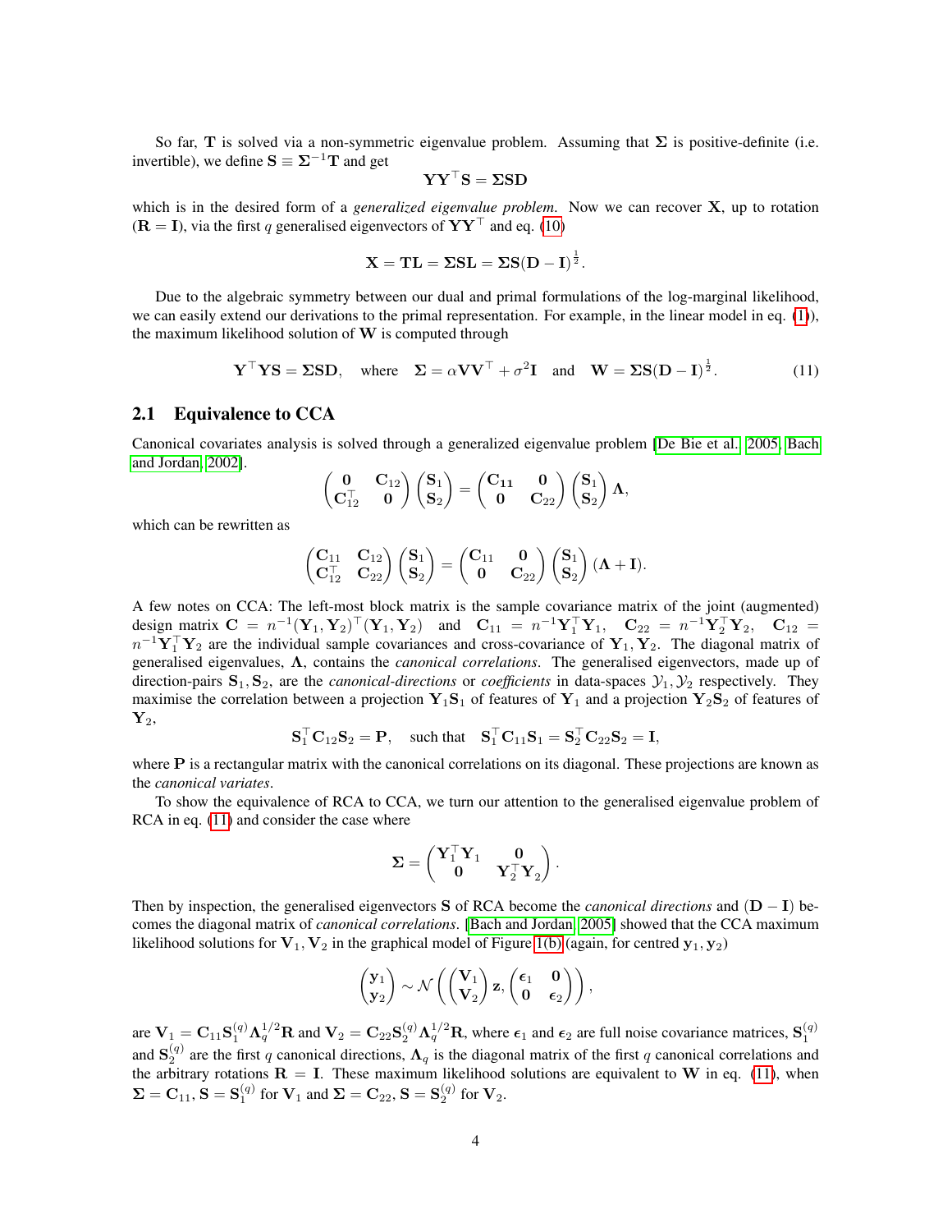So far, $\mathbf{T}$ is solved via a non-symmetric eigenvalue problem. Assuming that $\mathbf{\Sigma}$ is positive-definite (i.e. invertible), we define $\mathbf{S} \equiv \mathbf{\Sigma}^{-1}\mathbf{T}$ and get

$$\mathbf{Y}\mathbf{Y}^\top \mathbf{S} = \mathbf{\Sigma}\mathbf{S}\mathbf{D}$$

which is in the desired form of a *generalized eigenvalue problem*. Now we can recover $\mathbf{X}$, up to rotation ($\mathbf{R} = \mathbf{I}$), via the first $q$ generalised eigenvectors of $\mathbf{Y}\mathbf{Y}^\top$ and eq. (10)

$$\mathbf{X} = \mathbf{T}\mathbf{L} = \mathbf{\Sigma}\mathbf{S}\mathbf{L} = \mathbf{\Sigma}\mathbf{S}(\mathbf{D} - \mathbf{I})^{\frac{1}{2}}.$$

Due to the algebraic symmetry between our dual and primal formulations of the log-marginal likelihood, we can easily extend our derivations to the primal representation. For example, in the linear model in eq. (1)), the maximum likelihood solution of $\mathbf{W}$ is computed through

$$\mathbf{Y}^\top \mathbf{Y}\mathbf{S} = \mathbf{\Sigma}\mathbf{S}\mathbf{D}, \quad \text{where} \quad \mathbf{\Sigma} = \alpha \mathbf{V}\mathbf{V}^\top + \sigma^2 \mathbf{I} \quad \text{and} \quad \mathbf{W} = \mathbf{\Sigma}\mathbf{S}(\mathbf{D} - \mathbf{I})^{\frac{1}{2}}. \tag{11}$$

## 2.1 Equivalence to CCA

Canonical covariates analysis is solved through a generalized eigenvalue problem [De Bie et al., 2005, Bach and Jordan, 2002].

$$\begin{pmatrix} \mathbf{0} & \mathbf{C}_{12} \\ \mathbf{C}_{12}^\top & \mathbf{0} \end{pmatrix} \begin{pmatrix} \mathbf{S}_1 \\ \mathbf{S}_2 \end{pmatrix} = \begin{pmatrix} \mathbf{C}_{11} & \mathbf{0} \\ \mathbf{0} & \mathbf{C}_{22} \end{pmatrix} \begin{pmatrix} \mathbf{S}_1 \\ \mathbf{S}_2 \end{pmatrix} \mathbf{\Lambda},$$

which can be rewritten as

$$\begin{pmatrix} \mathbf{C}_{11} & \mathbf{C}_{12} \\ \mathbf{C}_{12}^\top & \mathbf{C}_{22} \end{pmatrix} \begin{pmatrix} \mathbf{S}_1 \\ \mathbf{S}_2 \end{pmatrix} = \begin{pmatrix} \mathbf{C}_{11} & \mathbf{0} \\ \mathbf{0} & \mathbf{C}_{22} \end{pmatrix} \begin{pmatrix} \mathbf{S}_1 \\ \mathbf{S}_2 \end{pmatrix} (\mathbf{\Lambda} + \mathbf{I}).$$

A few notes on CCA: The left-most block matrix is the sample covariance matrix of the joint (augmented) design matrix $\mathbf{C} = n^{-1}(\mathbf{Y}_1, \mathbf{Y}_2)^\top(\mathbf{Y}_1, \mathbf{Y}_2)$ and $\mathbf{C}_{11} = n^{-1}\mathbf{Y}_1^\top \mathbf{Y}_1$, $\mathbf{C}_{22} = n^{-1}\mathbf{Y}_2^\top \mathbf{Y}_2$, $\mathbf{C}_{12} = n^{-1}\mathbf{Y}_1^\top \mathbf{Y}_2$ are the individual sample covariances and cross-covariance of $\mathbf{Y}_1, \mathbf{Y}_2$. The diagonal matrix of generalised eigenvalues, $\mathbf{\Lambda}$, contains the *canonical correlations*. The generalised eigenvectors, made up of direction-pairs $\mathbf{S}_1, \mathbf{S}_2$, are the *canonical-directions* or *coefficients* in data-spaces $\mathcal{Y}_1, \mathcal{Y}_2$ respectively. They maximise the correlation between a projection $\mathbf{Y}_1\mathbf{S}_1$ of features of $\mathbf{Y}_1$ and a projection $\mathbf{Y}_2\mathbf{S}_2$ of features of $\mathbf{Y}_2$,

$$\mathbf{S}_1^\top \mathbf{C}_{12}\mathbf{S}_2 = \mathbf{P}, \quad \text{such that} \quad \mathbf{S}_1^\top \mathbf{C}_{11}\mathbf{S}_1 = \mathbf{S}_2^\top \mathbf{C}_{22}\mathbf{S}_2 = \mathbf{I},$$

where $\mathbf{P}$ is a rectangular matrix with the canonical correlations on its diagonal. These projections are known as the *canonical variates*.

To show the equivalence of RCA to CCA, we turn our attention to the generalised eigenvalue problem of RCA in eq. (11) and consider the case where

$$\mathbf{\Sigma} = \begin{pmatrix} \mathbf{Y}_1^\top \mathbf{Y}_1 & \mathbf{0} \\ \mathbf{0} & \mathbf{Y}_2^\top \mathbf{Y}_2 \end{pmatrix}.$$

Then by inspection, the generalised eigenvectors $\mathbf{S}$ of RCA become the *canonical directions* and $(\mathbf{D} - \mathbf{I})$ becomes the diagonal matrix of *canonical correlations*. [Bach and Jordan, 2005] showed that the CCA maximum likelihood solutions for $\mathbf{V}_1, \mathbf{V}_2$ in the graphical model of Figure 1(b) (again, for centred $\mathbf{y}_1, \mathbf{y}_2$)

$$\begin{pmatrix} \mathbf{y}_1 \\ \mathbf{y}_2 \end{pmatrix} \sim \mathcal{N}\left( \begin{pmatrix} \mathbf{V}_1 \\ \mathbf{V}_2 \end{pmatrix} \mathbf{z}, \begin{pmatrix} \boldsymbol{\epsilon}_1 & \mathbf{0} \\ \mathbf{0} & \boldsymbol{\epsilon}_2 \end{pmatrix} \right),$$

are $\mathbf{V}_1 = \mathbf{C}_{11}\mathbf{S}_1^{(q)}\mathbf{\Lambda}_q^{1/2}\mathbf{R}$ and $\mathbf{V}_2 = \mathbf{C}_{22}\mathbf{S}_2^{(q)}\mathbf{\Lambda}_q^{1/2}\mathbf{R}$, where $\boldsymbol{\epsilon}_1$ and $\boldsymbol{\epsilon}_2$ are full noise covariance matrices, $\mathbf{S}_1^{(q)}$ and $\mathbf{S}_2^{(q)}$ are the first $q$ canonical directions, $\mathbf{\Lambda}_q$ is the diagonal matrix of the first $q$ canonical correlations and the arbitrary rotations $\mathbf{R} = \mathbf{I}$. These maximum likelihood solutions are equivalent to $\mathbf{W}$ in eq. (11), when $\mathbf{\Sigma} = \mathbf{C}_{11}, \mathbf{S} = \mathbf{S}_1^{(q)}$ for $\mathbf{V}_1$ and $\mathbf{\Sigma} = \mathbf{C}_{22}, \mathbf{S} = \mathbf{S}_2^{(q)}$ for $\mathbf{V}_2$.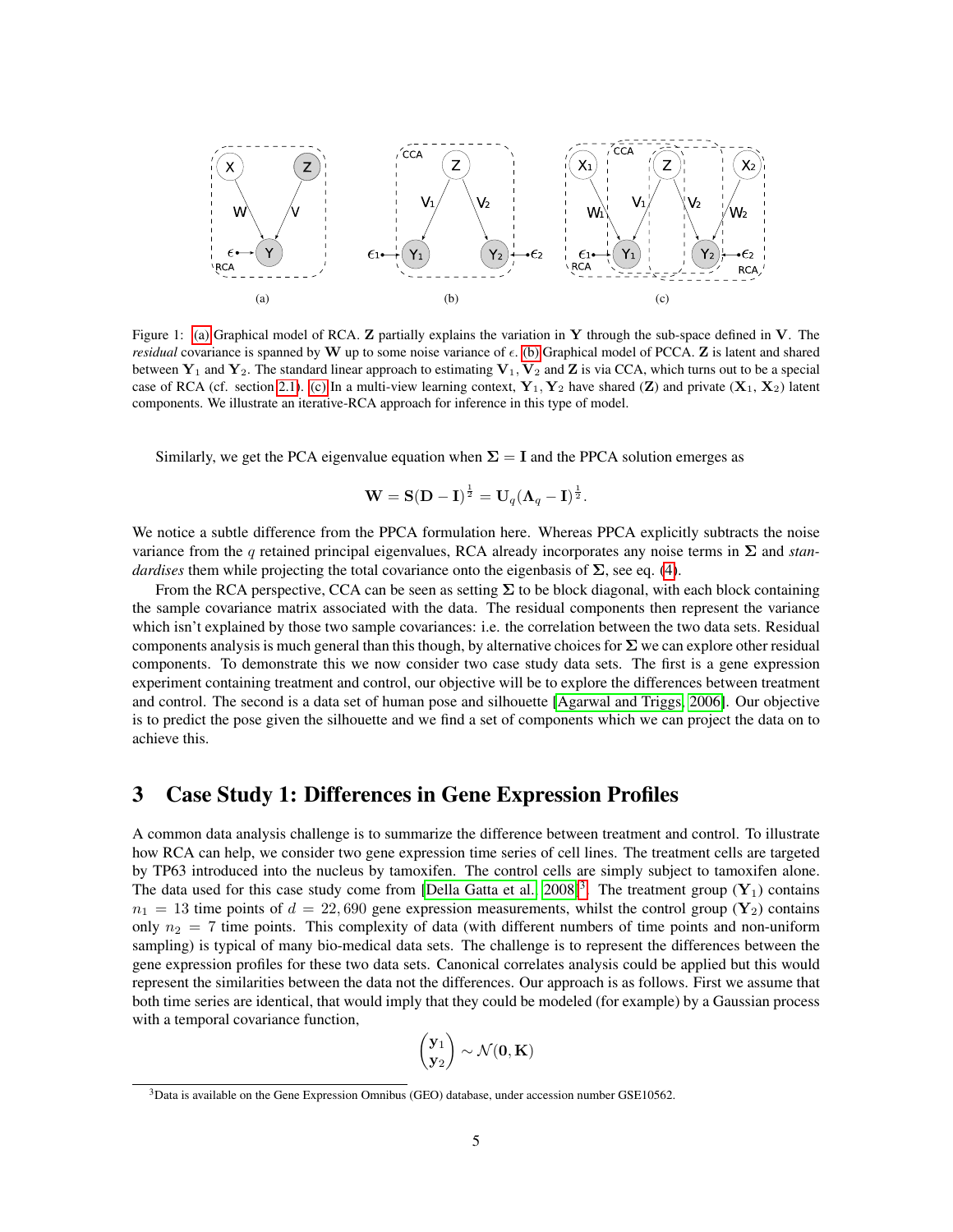Figure 1: (a) Graphical model of RCA. $\mathbf{Z}$ partially explains the variation in $\mathbf{Y}$ through the sub-space defined in $\mathbf{V}$. The *residual* covariance is spanned by $\mathbf{W}$ up to some noise variance of $\epsilon$. (b) Graphical model of PCCA. $\mathbf{Z}$ is latent and shared between $\mathbf{Y}_1$ and $\mathbf{Y}_2$. The standard linear approach to estimating $\mathbf{V}_1$, $\mathbf{V}_2$ and $\mathbf{Z}$ is via CCA, which turns out to be a special case of RCA (cf. section 2.1). (c) In a multi-view learning context, $\mathbf{Y}_1, \mathbf{Y}_2$ have shared ($\mathbf{Z}$) and private ($\mathbf{X}_1$, $\mathbf{X}_2$) latent components. We illustrate an iterative-RCA approach for inference in this type of model.

Similarly, we get the PCA eigenvalue equation when $\mathbf{\Sigma} = \mathbf{I}$ and the PPCA solution emerges as

$$\mathbf{W} = \mathbf{S}(\mathbf{D} - \mathbf{I})^{\frac{1}{2}} = \mathbf{U}_q(\mathbf{\Lambda}_q - \mathbf{I})^{\frac{1}{2}}.$$

We notice a subtle difference from the PPCA formulation here. Whereas PPCA explicitly subtracts the noise variance from the $q$ retained principal eigenvalues, RCA already incorporates any noise terms in $\mathbf{\Sigma}$ and *standardises* them while projecting the total covariance onto the eigenbasis of $\mathbf{\Sigma}$, see eq. (4).

From the RCA perspective, CCA can be seen as setting $\mathbf{\Sigma}$ to be block diagonal, with each block containing the sample covariance matrix associated with the data. The residual components then represent the variance which isn't explained by those two sample covariances: i.e. the correlation between the two data sets. Residual components analysis is much general than this though, by alternative choices for $\mathbf{\Sigma}$ we can explore other residual components. To demonstrate this we now consider two case study data sets. The first is a gene expression experiment containing treatment and control, our objective will be to explore the differences between treatment and control. The second is a data set of human pose and silhouette [Agarwal and Triggs, 2006]. Our objective is to predict the pose given the silhouette and we find a set of components which we can project the data on to achieve this.

# 3 Case Study 1: Differences in Gene Expression Profiles

A common data analysis challenge is to summarize the difference between treatment and control. To illustrate how RCA can help, we consider two gene expression time series of cell lines. The treatment cells are targeted by TP63 introduced into the nucleus by tamoxifen. The control cells are simply subject to tamoxifen alone. The data used for this case study come from [Della Gatta et al., 2008][3]. The treatment group ($\mathbf{Y}_1$) contains $n_1 = 13$ time points of $d = 22,690$ gene expression measurements, whilst the control group ($\mathbf{Y}_2$) contains only $n_2 = 7$ time points. This complexity of data (with different numbers of time points and non-uniform sampling) is typical of many bio-medical data sets. The challenge is to represent the differences between the gene expression profiles for these two data sets. Canonical correlates analysis could be applied but this would represent the similarities between the data not the differences. Our approach is as follows. First we assume that both time series are identical, that would imply that they could be modeled (for example) by a Gaussian process with a temporal covariance function,

$$\begin{pmatrix} \mathbf{y}_1 \\ \mathbf{y}_2 \end{pmatrix} \sim \mathcal{N}(\mathbf{0}, \mathbf{K})$$

[3] Data is available on the Gene Expression Omnibus (GEO) database, under accession number GSE10562.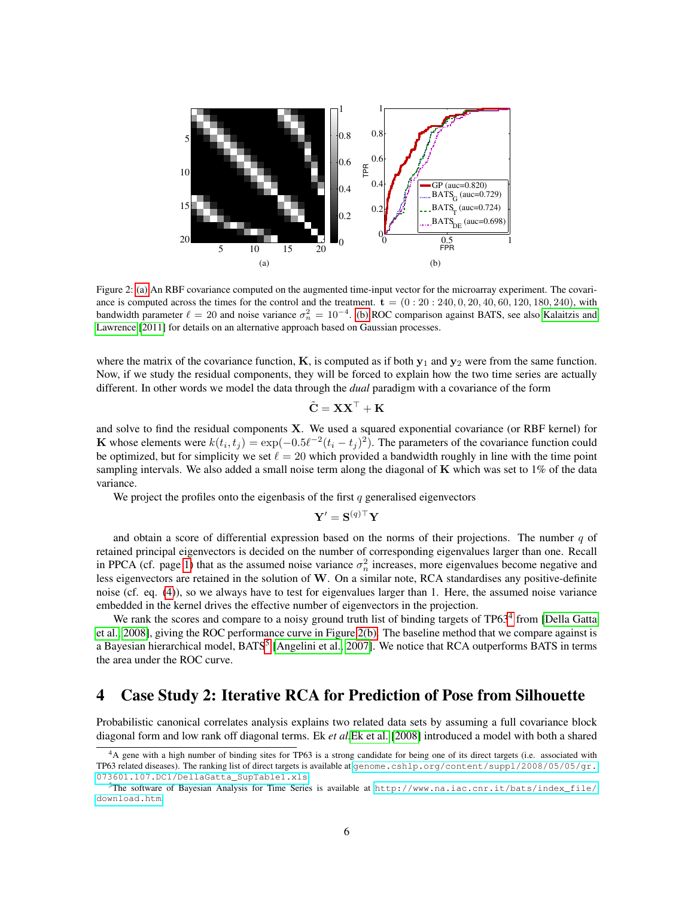Figure 2: (a) An RBF covariance computed on the augmented time-input vector for the microarray experiment. The covariance is computed across the times for the control and the treatment. $\mathbf{t} = (0 : 20 : 240, 0, 20, 40, 60, 120, 180, 240)$, with bandwidth parameter $\ell = 20$ and noise variance $\sigma_n^2 = 10^{-4}$. (b) ROC comparison against BATS, see also Kalaitzis and Lawrence [2011] for details on an alternative approach based on Gaussian processes.

where the matrix of the covariance function, $\mathbf{K}$, is computed as if both $\mathbf{y}_1$ and $\mathbf{y}_2$ were from the same function. Now, if we study the residual components, they will be forced to explain how the two time series are actually different. In other words we model the data through the *dual* paradigm with a covariance of the form

$$\tilde{\mathbf{C}} = \mathbf{X}\mathbf{X}^\top + \mathbf{K}$$

and solve to find the residual components $\mathbf{X}$. We used a squared exponential covariance (or RBF kernel) for $\mathbf{K}$ whose elements were $k(t_i, t_j) = \exp(-0.5\ell^{-2}(t_i - t_j)^2)$. The parameters of the covariance function could be optimized, but for simplicity we set $\ell = 20$ which provided a bandwidth roughly in line with the time point sampling intervals. We also added a small noise term along the diagonal of $\mathbf{K}$ which was set to 1% of the data variance.

We project the profiles onto the eigenbasis of the first $q$ generalised eigenvectors

$$\mathbf{Y}' = \mathbf{S}^{(q)\top}\mathbf{Y}$$

and obtain a score of differential expression based on the norms of their projections. The number $q$ of retained principal eigenvectors is decided on the number of corresponding eigenvalues larger than one. Recall in PPCA (cf. page 1) that as the assumed noise variance $\sigma_n^2$ increases, more eigenvalues become negative and less eigenvectors are retained in the solution of $\mathbf{W}$. On a similar note, RCA standardises any positive-definite noise (cf. eq. (4)), so we always have to test for eigenvalues larger than 1. Here, the assumed noise variance embedded in the kernel drives the effective number of eigenvectors in the projection.

We rank the scores and compare to a noisy ground truth list of binding targets of TP63[4] from [Della Gatta et al., 2008], giving the ROC performance curve in Figure 2(b). The baseline method that we compare against is a Bayesian hierarchical model, BATS[5] [Angelini et al., 2007]. We notice that RCA outperforms BATS in terms the area under the ROC curve.

## 4 Case Study 2: Iterative RCA for Prediction of Pose from Silhouette

Probabilistic canonical correlates analysis explains two related data sets by assuming a full covariance block diagonal form and low rank off diagonal terms. Ek *et al.*Ek et al. [2008] introduced a model with both a shared

[4] A gene with a high number of binding sites for TP63 is a strong candidate for being one of its direct targets (i.e. associated with TP63 related diseases). The ranking list of direct targets is available at genome.cshlp.org/content/suppl/2008/05/05/gr.073601.107.DC1/DellaGatta_SupTable1.xls

[5] The software of Bayesian Analysis for Time Series is available at http://www.na.iac.cnr.it/bats/index_file/download.htm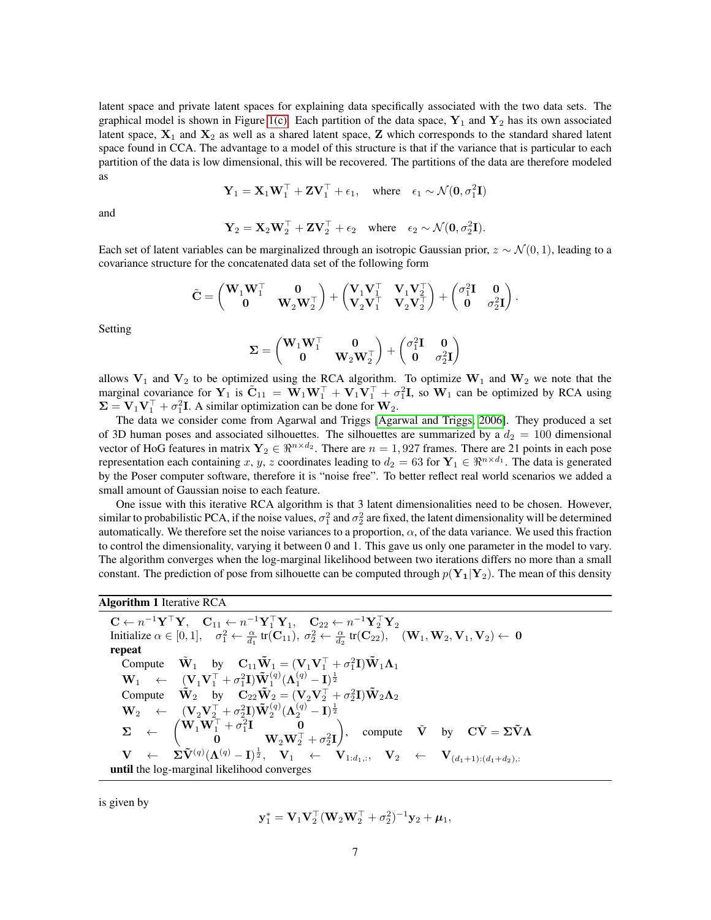latent space and private latent spaces for explaining data specifically associated with the two data sets. The graphical model is shown in Figure 1(c). Each partition of the data space, $\mathbf{Y}_1$ and $\mathbf{Y}_2$ has its own associated latent space, $\mathbf{X}_1$ and $\mathbf{X}_2$ as well as a shared latent space, $\mathbf{Z}$ which corresponds to the standard shared latent space found in CCA. The advantage to a model of this structure is that if the variance that is particular to each partition of the data is low dimensional, this will be recovered. The partitions of the data are therefore modeled as

$$\mathbf{Y}_1 = \mathbf{X}_1\mathbf{W}_1^\top + \mathbf{Z}\mathbf{V}_1^\top + \epsilon_1, \quad \text{where} \quad \epsilon_1 \sim \mathcal{N}(\mathbf{0}, \sigma_1^2\mathbf{I})$$

and

$$\mathbf{Y}_2 = \mathbf{X}_2\mathbf{W}_2^\top + \mathbf{Z}\mathbf{V}_2^\top + \epsilon_2 \quad \text{where} \quad \epsilon_2 \sim \mathcal{N}(\mathbf{0}, \sigma_2^2\mathbf{I}).$$

Each set of latent variables can be marginalized through an isotropic Gaussian prior, $z \sim \mathcal{N}(0, 1)$, leading to a covariance structure for the concatenated data set of the following form

$$\tilde{\mathbf{C}} = \begin{pmatrix} \mathbf{W}_1\mathbf{W}_1^\top & \mathbf{0} \\ \mathbf{0} & \mathbf{W}_2\mathbf{W}_2^\top \end{pmatrix} + \begin{pmatrix} \mathbf{V}_1\mathbf{V}_1^\top & \mathbf{V}_1\mathbf{V}_2^\top \\ \mathbf{V}_2\mathbf{V}_1^\top & \mathbf{V}_2\mathbf{V}_2^\top \end{pmatrix} + \begin{pmatrix} \sigma_1^2\mathbf{I} & \mathbf{0} \\ \mathbf{0} & \sigma_2^2\mathbf{I} \end{pmatrix}.$$

Setting

$$\boldsymbol{\Sigma} = \begin{pmatrix} \mathbf{W}_1\mathbf{W}_1^\top & \mathbf{0} \\ \mathbf{0} & \mathbf{W}_2\mathbf{W}_2^\top \end{pmatrix} + \begin{pmatrix} \sigma_1^2\mathbf{I} & \mathbf{0} \\ \mathbf{0} & \sigma_2^2\mathbf{I} \end{pmatrix}$$

allows $\mathbf{V}_1$ and $\mathbf{V}_2$ to be optimized using the RCA algorithm. To optimize $\mathbf{W}_1$ and $\mathbf{W}_2$ we note that the marginal covariance for $\mathbf{Y}_1$ is $\tilde{\mathbf{C}}_{11} = \mathbf{W}_1\mathbf{W}_1^\top + \mathbf{V}_1\mathbf{V}_1^\top + \sigma_1^2\mathbf{I}$, so $\mathbf{W}_1$ can be optimized by RCA using $\boldsymbol{\Sigma} = \mathbf{V}_1\mathbf{V}_1^\top + \sigma_1^2\mathbf{I}$. A similar optimization can be done for $\mathbf{W}_2$.

The data we consider come from Agarwal and Triggs [Agarwal and Triggs, 2006]. They produced a set of 3D human poses and associated silhouettes. The silhouettes are summarized by a $d_2 = 100$ dimensional vector of HoG features in matrix $\mathbf{Y}_2 \in \Re^{n \times d_2}$. There are $n = 1,927$ frames. There are 21 points in each pose representation each containing $x$, $y$, $z$ coordinates leading to $d_2 = 63$ for $\mathbf{Y}_1 \in \Re^{n \times d_1}$. The data is generated by the Poser computer software, therefore it is "noise free". To better reflect real world scenarios we added a small amount of Gaussian noise to each feature.

One issue with this iterative RCA algorithm is that 3 latent dimensionalities need to be chosen. However, similar to probabilistic PCA, if the noise values, $\sigma_1^2$ and $\sigma_2^2$ are fixed, the latent dimensionality will be determined automatically. We therefore set the noise variances to a proportion, $\alpha$, of the data variance. We used this fraction to control the dimensionality, varying it between 0 and 1. This gave us only one parameter in the model to vary. The algorithm converges when the log-marginal likelihood between two iterations differs no more than a small constant. The prediction of pose from silhouette can be computed through $p(\mathbf{Y_1}|\mathbf{Y}_2)$. The mean of this density

**Algorithm 1** Iterative RCA

$\mathbf{C} \leftarrow n^{-1}\mathbf{Y}^\top\mathbf{Y}, \quad \mathbf{C}_{11} \leftarrow n^{-1}\mathbf{Y}_1^\top\mathbf{Y}_1, \quad \mathbf{C}_{22} \leftarrow n^{-1}\mathbf{Y}_2^\top\mathbf{Y}_2$

Initialize $\alpha \in [0, 1], \quad \sigma_1^2 \leftarrow \frac{\alpha}{d_1}\,\text{tr}(\mathbf{C}_{11}),\ \sigma_2^2 \leftarrow \frac{\alpha}{d_2}\,\text{tr}(\mathbf{C}_{22}), \quad (\mathbf{W}_1, \mathbf{W}_2, \mathbf{V}_1, \mathbf{V}_2) \leftarrow \mathbf{0}$

**repeat**

  Compute $\tilde{\mathbf{W}}_1$ by $\mathbf{C}_{11}\tilde{\mathbf{W}}_1 = (\mathbf{V}_1\mathbf{V}_1^\top + \sigma_1^2\mathbf{I})\tilde{\mathbf{W}}_1\boldsymbol{\Lambda}_1$

  $\mathbf{W}_1 \leftarrow (\mathbf{V}_1\mathbf{V}_1^\top + \sigma_1^2\mathbf{I})\tilde{\mathbf{W}}_1^{(q)}(\boldsymbol{\Lambda}_1^{(q)} - \mathbf{I})^{\frac{1}{2}}$

  Compute $\tilde{\mathbf{W}}_2$ by $\mathbf{C}_{22}\tilde{\mathbf{W}}_2 = (\mathbf{V}_2\mathbf{V}_2^\top + \sigma_2^2\mathbf{I})\tilde{\mathbf{W}}_2\boldsymbol{\Lambda}_2$

  $\mathbf{W}_2 \leftarrow (\mathbf{V}_2\mathbf{V}_2^\top + \sigma_2^2\mathbf{I})\tilde{\mathbf{W}}_2^{(q)}(\boldsymbol{\Lambda}_2^{(q)} - \mathbf{I})^{\frac{1}{2}}$

  $\boldsymbol{\Sigma} \leftarrow \begin{pmatrix} \mathbf{W}_1\mathbf{W}_1^\top + \sigma_1^2\mathbf{I} & \mathbf{0} \\ \mathbf{0} & \mathbf{W}_2\mathbf{W}_2^\top + \sigma_2^2\mathbf{I} \end{pmatrix}$, compute $\tilde{\mathbf{V}}$ by $\mathbf{C}\tilde{\mathbf{V}} = \boldsymbol{\Sigma}\tilde{\mathbf{V}}\boldsymbol{\Lambda}$

  $\mathbf{V} \leftarrow \boldsymbol{\Sigma}\tilde{\mathbf{V}}^{(q)}(\boldsymbol{\Lambda}^{(q)} - \mathbf{I})^{\frac{1}{2}}, \quad \mathbf{V}_1 \leftarrow \mathbf{V}_{1:d_1,:}, \quad \mathbf{V}_2 \leftarrow \mathbf{V}_{(d_1+1):(d_1+d_2),:}$

**until** the log-marginal likelihood converges

is given by

$$\mathbf{y}_1^* = \mathbf{V}_1\mathbf{V}_2^\top(\mathbf{W}_2\mathbf{W}_2^\top + \sigma_2^2)^{-1}\mathbf{y}_2 + \boldsymbol{\mu}_1,$$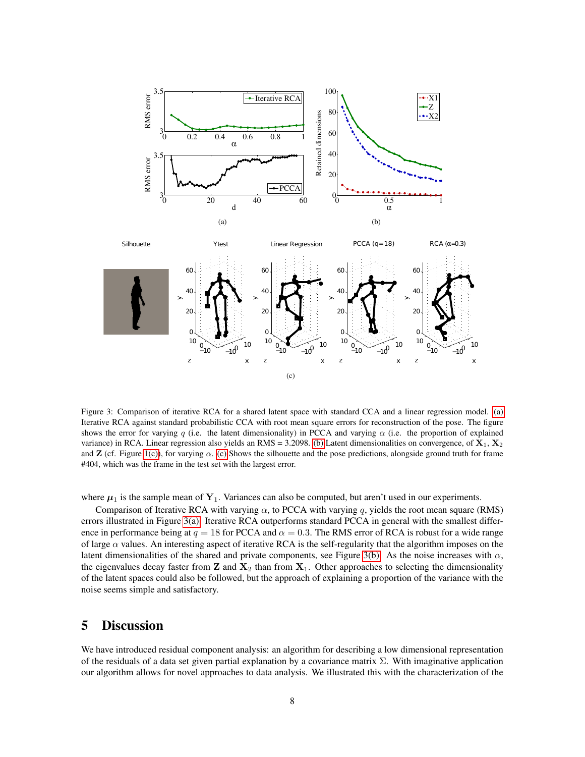Figure 3: Comparison of iterative RCA for a shared latent space with standard CCA and a linear regression model. (a) Iterative RCA against standard probabilistic CCA with root mean square errors for reconstruction of the pose. The figure shows the error for varying $q$ (i.e. the latent dimensionality) in PCCA and varying $\alpha$ (i.e. the proportion of explained variance) in RCA. Linear regression also yields an RMS = 3.2098. (b) Latent dimensionalities on convergence, of $\mathbf{X}_1$, $\mathbf{X}_2$ and $\mathbf{Z}$ (cf. Figure 1(c)), for varying $\alpha$. (c) Shows the silhouette and the pose predictions, alongside ground truth for frame #404, which was the frame in the test set with the largest error.

where $\boldsymbol{\mu}_1$ is the sample mean of $\mathbf{Y}_1$. Variances can also be computed, but aren't used in our experiments.

Comparison of Iterative RCA with varying $\alpha$, to PCCA with varying $q$, yields the root mean square (RMS) errors illustrated in Figure 3(a). Iterative RCA outperforms standard PCCA in general with the smallest difference in performance being at $q = 18$ for PCCA and $\alpha = 0.3$. The RMS error of RCA is robust for a wide range of large $\alpha$ values. An interesting aspect of iterative RCA is the self-regularity that the algorithm imposes on the latent dimensionalities of the shared and private components, see Figure 3(b). As the noise increases with $\alpha$, the eigenvalues decay faster from $\mathbf{Z}$ and $\mathbf{X}_2$ than from $\mathbf{X}_1$. Other approaches to selecting the dimensionality of the latent spaces could also be followed, but the approach of explaining a proportion of the variance with the noise seems simple and satisfactory.

# 5 Discussion

We have introduced residual component analysis: an algorithm for describing a low dimensional representation of the residuals of a data set given partial explanation by a covariance matrix $\Sigma$. With imaginative application our algorithm allows for novel approaches to data analysis. We illustrated this with the characterization of the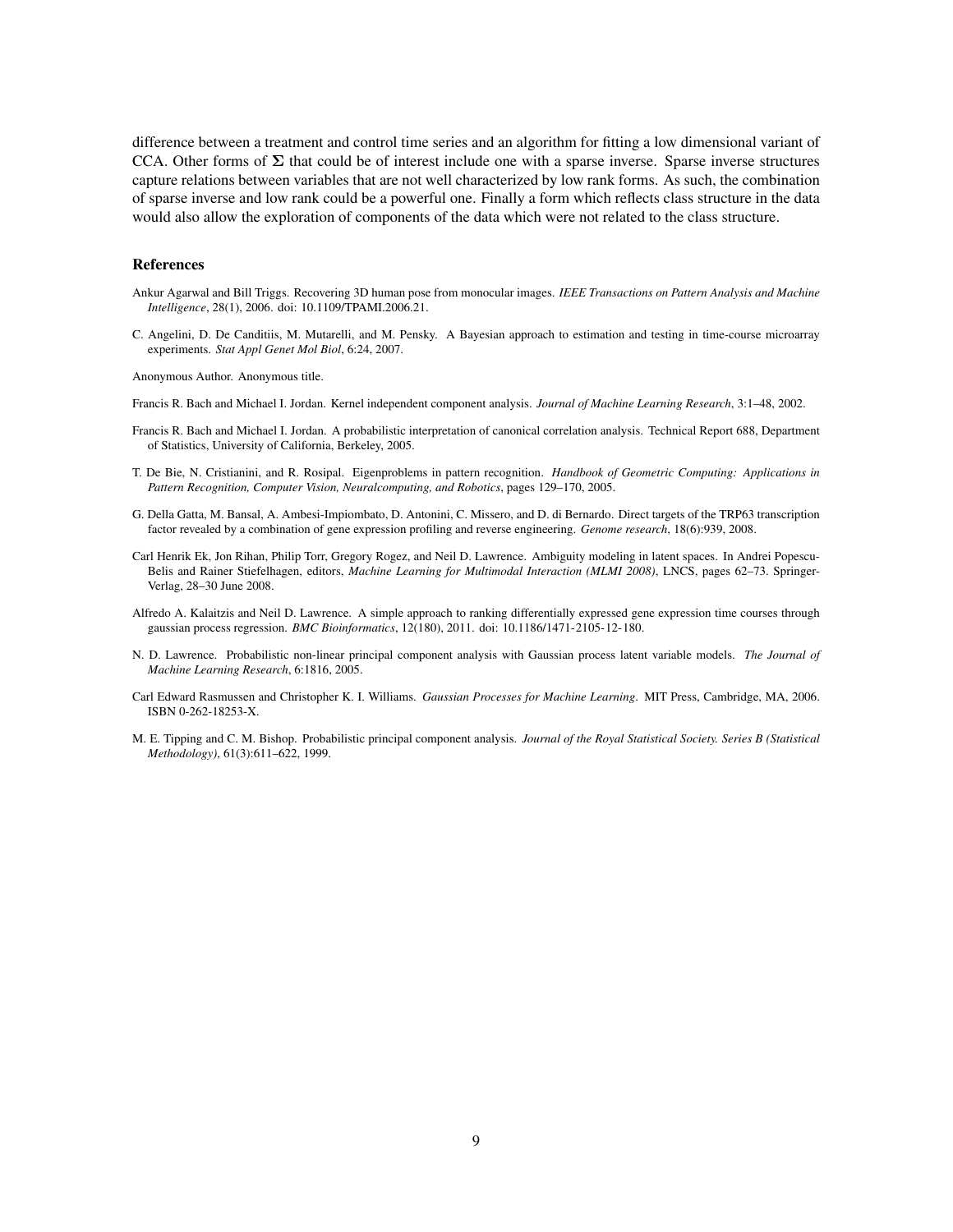difference between a treatment and control time series and an algorithm for fitting a low dimensional variant of CCA. Other forms of $\mathbf{\Sigma}$ that could be of interest include one with a sparse inverse. Sparse inverse structures capture relations between variables that are not well characterized by low rank forms. As such, the combination of sparse inverse and low rank could be a powerful one. Finally a form which reflects class structure in the data would also allow the exploration of components of the data which were not related to the class structure.

## References

Ankur Agarwal and Bill Triggs. Recovering 3D human pose from monocular images. *IEEE Transactions on Pattern Analysis and Machine Intelligence*, 28(1), 2006. doi: 10.1109/TPAMI.2006.21.

C. Angelini, D. De Canditiis, M. Mutarelli, and M. Pensky. A Bayesian approach to estimation and testing in time-course microarray experiments. *Stat Appl Genet Mol Biol*, 6:24, 2007.

Anonymous Author. Anonymous title.

Francis R. Bach and Michael I. Jordan. Kernel independent component analysis. *Journal of Machine Learning Research*, 3:1–48, 2002.

Francis R. Bach and Michael I. Jordan. A probabilistic interpretation of canonical correlation analysis. Technical Report 688, Department of Statistics, University of California, Berkeley, 2005.

T. De Bie, N. Cristianini, and R. Rosipal. Eigenproblems in pattern recognition. *Handbook of Geometric Computing: Applications in Pattern Recognition, Computer Vision, Neuralcomputing, and Robotics*, pages 129–170, 2005.

G. Della Gatta, M. Bansal, A. Ambesi-Impiombato, D. Antonini, C. Missero, and D. di Bernardo. Direct targets of the TRP63 transcription factor revealed by a combination of gene expression profiling and reverse engineering. *Genome research*, 18(6):939, 2008.

Carl Henrik Ek, Jon Rihan, Philip Torr, Gregory Rogez, and Neil D. Lawrence. Ambiguity modeling in latent spaces. In Andrei Popescu-Belis and Rainer Stiefelhagen, editors, *Machine Learning for Multimodal Interaction (MLMI 2008)*, LNCS, pages 62–73. Springer-Verlag, 28–30 June 2008.

Alfredo A. Kalaitzis and Neil D. Lawrence. A simple approach to ranking differentially expressed gene expression time courses through gaussian process regression. *BMC Bioinformatics*, 12(180), 2011. doi: 10.1186/1471-2105-12-180.

N. D. Lawrence. Probabilistic non-linear principal component analysis with Gaussian process latent variable models. *The Journal of Machine Learning Research*, 6:1816, 2005.

Carl Edward Rasmussen and Christopher K. I. Williams. *Gaussian Processes for Machine Learning*. MIT Press, Cambridge, MA, 2006. ISBN 0-262-18253-X.

M. E. Tipping and C. M. Bishop. Probabilistic principal component analysis. *Journal of the Royal Statistical Society. Series B (Statistical Methodology)*, 61(3):611–622, 1999.